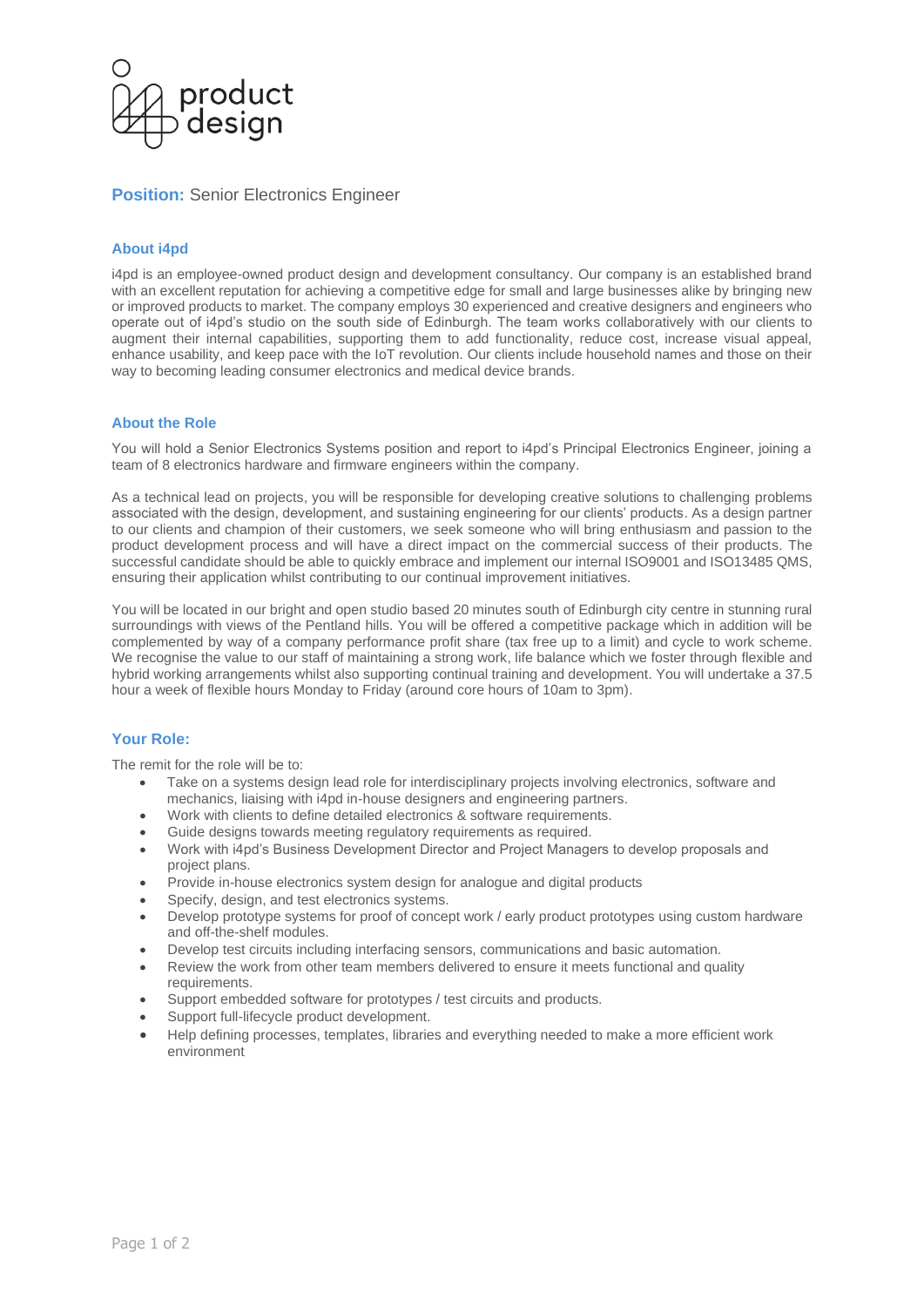product design

**Position:** Senior Electronics Engineer

## About i4pd

i4pd is an employee-owned product design and development consultancy. Our company is an established brand with an excellent reputation for achieving a competitive edge for small and large businesses alike by bringing new or improved products to market. The company employs 30 experienced and creative designers and engineers who operate out of i4pd's studio on the south side of Edinburgh. The team works collaboratively with our clients to augment their internal capabilities, supporting them to add functionality, reduce cost, increase visual appeal, enhance usability, and keep pace with the IoT revolution. Our clients include household names and those on their way to becoming leading consumer electronics and medical device brands.

## About the Role

You will hold a Senior Electronics Systems position and report to i4pd's Principal Electronics Engineer, joining a team of 8 electronics hardware and firmware engineers within the company.

As a technical lead on projects, you will be responsible for developing creative solutions to challenging problems associated with the design, development, and sustaining engineering for our clients' products. As a design partner to our clients and champion of their customers, we seek someone who will bring enthusiasm and passion to the product development process and will have a direct impact on the commercial success of their products. The successful candidate should be able to quickly embrace and implement our internal ISO9001 and ISO13485 QMS, ensuring their application whilst contributing to our continual improvement initiatives.

You will be located in our bright and open studio based 20 minutes south of Edinburgh city centre in stunning rural surroundings with views of the Pentland hills. You will be offered a competitive package which in addition will be complemented by way of a company performance profit share (tax free up to a limit) and cycle to work scheme. We recognise the value to our staff of maintaining a strong work, life balance which we foster through flexible and hybrid working arrangements whilst also supporting continual training and development. You will undertake a 37.5 hour a week of flexible hours Monday to Friday (around core hours of 10am to 3pm).

## Your Role:

The remit for the role will be to:

- Take on a systems design lead role for interdisciplinary projects involving electronics, software and mechanics, liaising with i4pd in-house designers and engineering partners.
- Work with clients to define detailed electronics & software requirements.
- Guide designs towards meeting regulatory requirements as required.
- Work with i4pd's Business Development Director and Project Managers to develop proposals and project plans.
- Provide in-house electronics system design for analogue and digital products
- Specify, design, and test electronics systems.
- Develop prototype systems for proof of concept work / early product prototypes using custom hardware and off-the-shelf modules.
- Develop test circuits including interfacing sensors, communications and basic automation.
- Review the work from other team members delivered to ensure it meets functional and quality requirements.
- Support embedded software for prototypes / test circuits and products.
- Support full-lifecycle product development.
- Help defining processes, templates, libraries and everything needed to make a more efficient work environment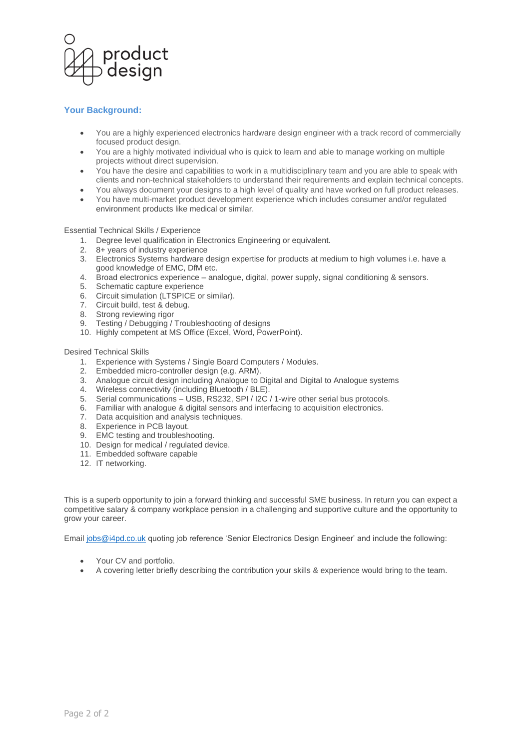## Your Background:

- You are a highly experienced electronics hardware design engineer with a track record of commercially focused product design.
- You are a highly motivated individual who is quick to learn and able to manage working on multiple projects without direct supervision.
- You have the desire and capabilities to work in a multidisciplinary team and you are able to speak with clients and non-technical stakeholders to understand their requirements and explain technical concepts.
- You always document your designs to a high level of quality and have worked on full product releases.
- You have multi-market product development experience which includes consumer and/or regulated environment products like medical or similar.

Essential Technical Skills / Experience

1. Degree level qualification in Electronics Engineering or equivalent.
2. 8+ years of industry experience
3. Electronics Systems hardware design expertise for products at medium to high volumes i.e. have a good knowledge of EMC, DfM etc.
4. Broad electronics experience – analogue, digital, power supply, signal conditioning & sensors.
5. Schematic capture experience
6. Circuit simulation (LTSPICE or similar).
7. Circuit build, test & debug.
8. Strong reviewing rigor
9. Testing / Debugging / Troubleshooting of designs
10. Highly competent at MS Office (Excel, Word, PowerPoint).

Desired Technical Skills

1. Experience with Systems / Single Board Computers / Modules.
2. Embedded micro-controller design (e.g. ARM).
3. Analogue circuit design including Analogue to Digital and Digital to Analogue systems
4. Wireless connectivity (including Bluetooth / BLE).
5. Serial communications – USB, RS232, SPI / I2C / 1-wire other serial bus protocols.
6. Familiar with analogue & digital sensors and interfacing to acquisition electronics.
7. Data acquisition and analysis techniques.
8. Experience in PCB layout.
9. EMC testing and troubleshooting.
10. Design for medical / regulated device.
11. Embedded software capable
12. IT networking.

This is a superb opportunity to join a forward thinking and successful SME business. In return you can expect a competitive salary & company workplace pension in a challenging and supportive culture and the opportunity to grow your career.

Email jobs@i4pd.co.uk quoting job reference 'Senior Electronics Design Engineer' and include the following:

- Your CV and portfolio.
- A covering letter briefly describing the contribution your skills & experience would bring to the team.